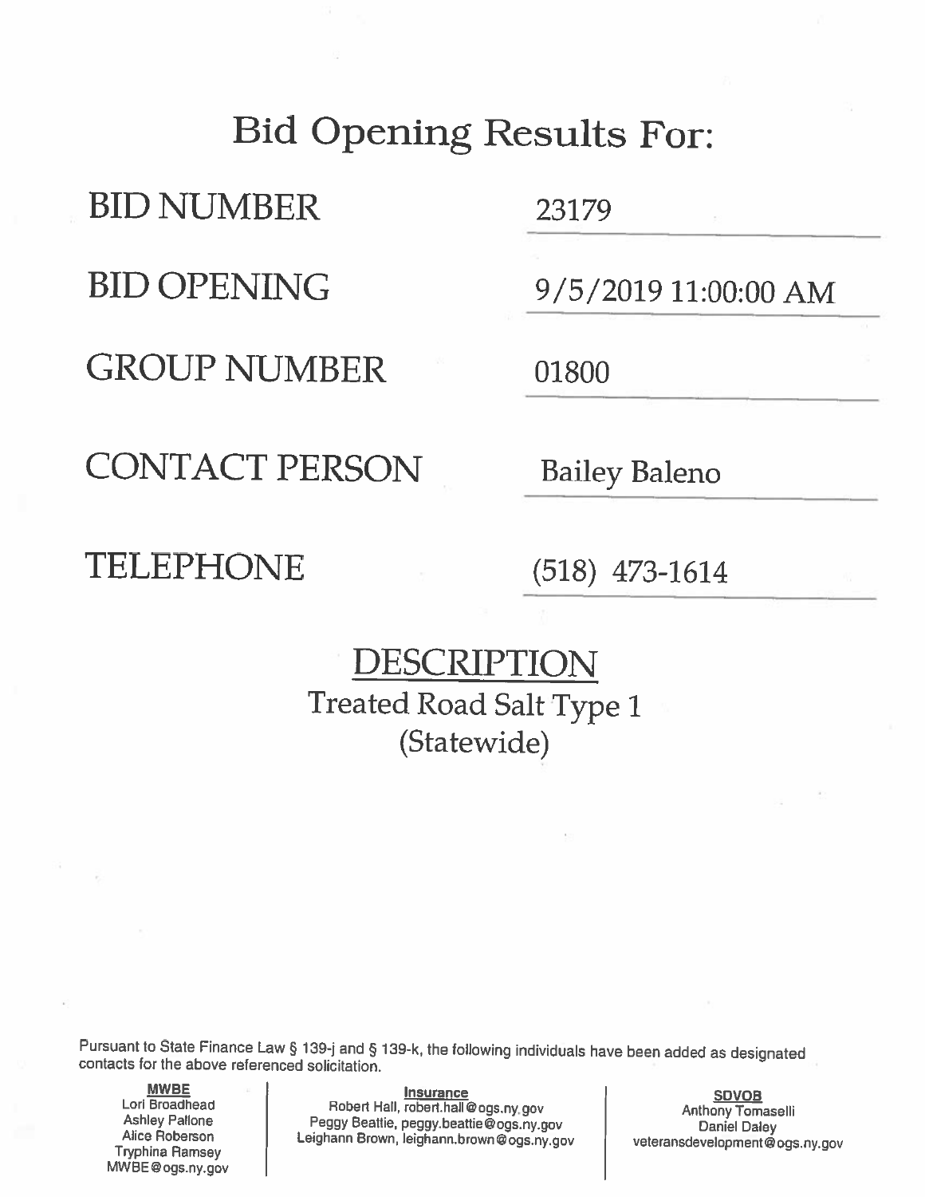# Bid Opening Results For:

| | |
|---|---|
| BID NUMBER | 23179 |
| BID OPENING | 9/5/2019 11:00:00 AM |
| GROUP NUMBER | 01800 |
| CONTACT PERSON | Bailey Baleno |
| TELEPHONE | (518) 473-1614 |

## DESCRIPTION

Treated Road Salt Type 1
(Statewide)

Pursuant to State Finance Law § 139-j and § 139-k, the following individuals have been added as designated contacts for the above referenced solicitation.

**MWBE**
Lori Broadhead
Ashley Pallone
Alice Roberson
Tryphina Ramsey
MWBE@ogs.ny.gov

**Insurance**
Robert Hall, robert.hall@ogs.ny.gov
Peggy Beattie, peggy.beattie@ogs.ny.gov
Leighann Brown, leighann.brown@ogs.ny.gov

**SDVOB**
Anthony Tomaselli
Daniel Daley
veteransdevelopment@ogs.ny.gov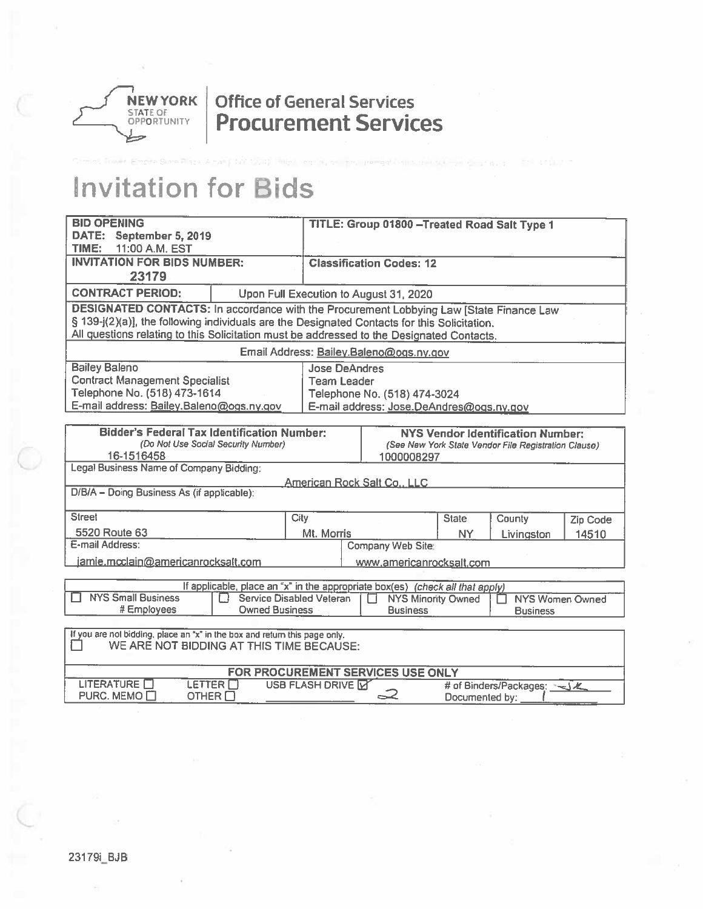**NEW YORK STATE OF OPPORTUNITY** | **Office of General Services Procurement Services**

# Invitation for Bids

| **BID OPENING**<br>**DATE: September 5, 2019**<br>**TIME: 11:00 A.M. EST** | **TITLE: Group 01800 –Treated Road Salt Type 1** |
|---|---|
| **INVITATION FOR BIDS NUMBER:**<br>**23179** | **Classification Codes: 12** |
| **CONTRACT PERIOD:** | Upon Full Execution to August 31, 2020 |

**DESIGNATED CONTACTS:** In accordance with the Procurement Lobbying Law [State Finance Law § 139-j(2)(a)], the following individuals are the Designated Contacts for this Solicitation. All questions relating to this Solicitation must be addressed to the Designated Contacts.

Email Address: Bailey.Baleno@ogs.ny.gov

| | |
|---|---|
| Bailey Baleno<br>Contract Management Specialist<br>Telephone No. (518) 473-1614<br>E-mail address: Bailey.Baleno@ogs.ny.gov | Jose DeAndres<br>Team Leader<br>Telephone No. (518) 474-3024<br>E-mail address: Jose.DeAndres@ogs.ny.gov |

| **Bidder's Federal Tax Identification Number:**<br>*(Do Not Use Social Security Number)*<br>16-1516458 | | | **NYS Vendor Identification Number:**<br>*(See New York State Vendor File Registration Clause)*<br>1000008297 | | |
|---|---|---|---|---|---|
| Legal Business Name of Company Bidding: American Rock Salt Co., LLC | | | | | |
| D/B/A – Doing Business As (if applicable): | | | | | |
| Street | City | | State | County | Zip Code |
| 5520 Route 63 | Mt. Morris | | NY | Livingston | 14510 |
| E-mail Address: jamie.mcclain@americanrocksalt.com | | Company Web Site: www.americanrocksalt.com | | | |

If applicable, place an "x" in the appropriate box(es) *(check all that apply)*

| | | | |
|---|---|---|---|
| ☐ NYS Small Business # Employees | ☐ Service Disabled Veteran Owned Business | ☐ NYS Minority Owned Business | ☐ NYS Women Owned Business |

If you are not bidding, place an "x" in the box and return this page only.

☐ WE ARE NOT BIDDING AT THIS TIME BECAUSE:

| **FOR PROCUREMENT SERVICES USE ONLY** | | | |
|---|---|---|---|
| LITERATURE ☐<br>PURC. MEMO ☐ | LETTER ☐<br>OTHER ☐ | USB FLASH DRIVE ☑ 2 | # of Binders/Packages: JK<br>Documented by: 1 |

23179i_BJB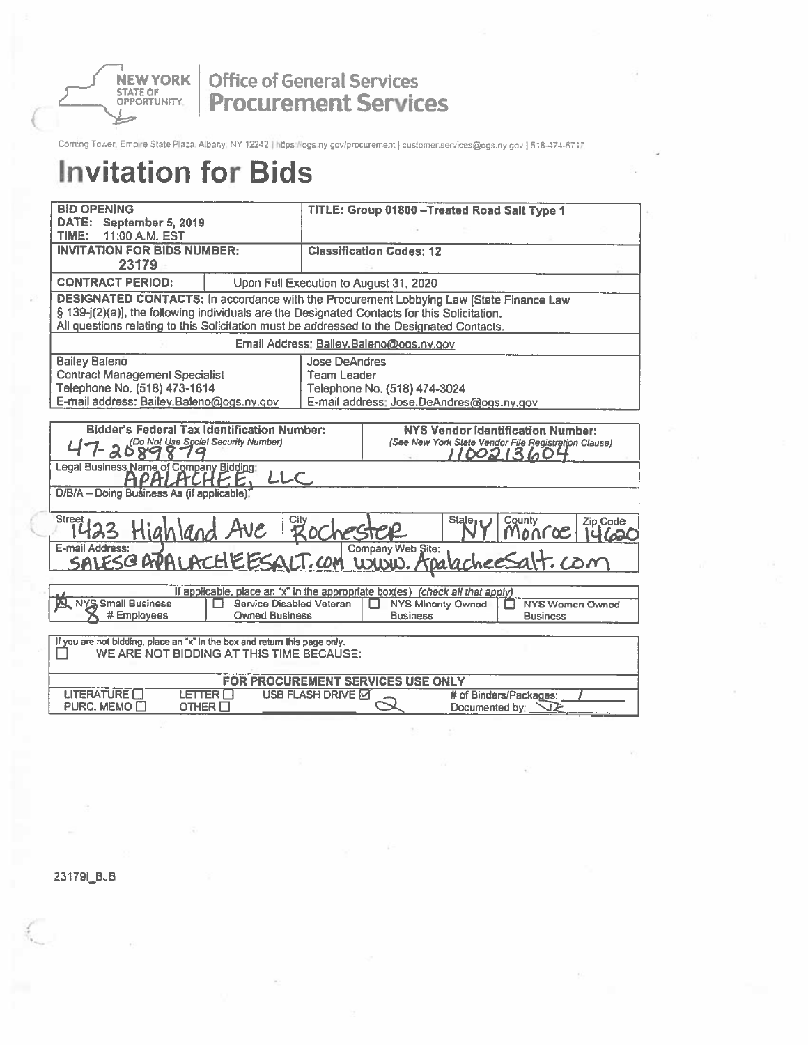NEW YORK STATE OF OPPORTUNITY | Office of General Services **Procurement Services**

Corning Tower, Empire State Plaza, Albany, NY 12242 | https://ogs.ny.gov/procurement | customer.services@ogs.ny.gov | 518-474-6717

# Invitation for Bids

| **BID OPENING** **DATE: September 5, 2019** **TIME: 11:00 A.M. EST** | **TITLE: Group 01800 –Treated Road Salt Type 1** |
|---|---|
| **INVITATION FOR BIDS NUMBER:** **23179** | **Classification Codes: 12** |
| **CONTRACT PERIOD:** | Upon Full Execution to August 31, 2020 |

**DESIGNATED CONTACTS:** In accordance with the Procurement Lobbying Law [State Finance Law § 139-j(2)(a)], the following individuals are the Designated Contacts for this Solicitation. All questions relating to this Solicitation must be addressed to the Designated Contacts.

Email Address: Bailey.Baleno@ogs.ny.gov

| Bailey Baleno | Jose DeAndres |
|---|---|
| Contract Management Specialist | Team Leader |
| Telephone No. (518) 473-1614 | Telephone No. (518) 474-3024 |
| E-mail address: Bailey.Baleno@ogs.ny.gov | E-mail address: Jose.DeAndres@ogs.ny.gov |

| **Bidder's Federal Tax Identification Number:** *(Do Not Use Social Security Number)* | **NYS Vendor Identification Number:** *(See New York State Vendor File Registration Clause)* |
|---|---|
| 47-2089879 | 1100213604 |

| Legal Business Name of Company Bidding: | | | | |
|---|---|---|---|---|
| APALACHEE, LLC | | | | |
| **D/B/A – Doing Business As (if applicable):** | | | | |
| | | | | |
| **Street** | **City** | **State** | **County** | **Zip Code** |
| 1423 Highland Ave | Rochester | NY | Monroe | 14620 |
| **E-mail Address:** | **Company Web Site:** | | | |
| SALES@APALACHEESALT.COM | www.ApalacheeSalt.com | | | |

If applicable, place an "x" in the appropriate box(es) *(check all that apply)*

| ☒ NYS Small Business 8 # Employees | ☐ Service Disabled Veteran Owned Business | ☐ NYS Minority Owned Business | ☐ NYS Women Owned Business |
|---|---|---|---|

If you are not bidding, place an "x" in the box and return this page only.

☐ WE ARE NOT BIDDING AT THIS TIME BECAUSE:

| **FOR PROCUREMENT SERVICES USE ONLY** | | | |
|---|---|---|---|
| LITERATURE ☐ | LETTER ☐ | USB FLASH DRIVE ☑ 2 | # of Binders/Packages: 1 |
| PURC. MEMO ☐ | OTHER ☐ | | Documented by: JZ |

23179i_BJB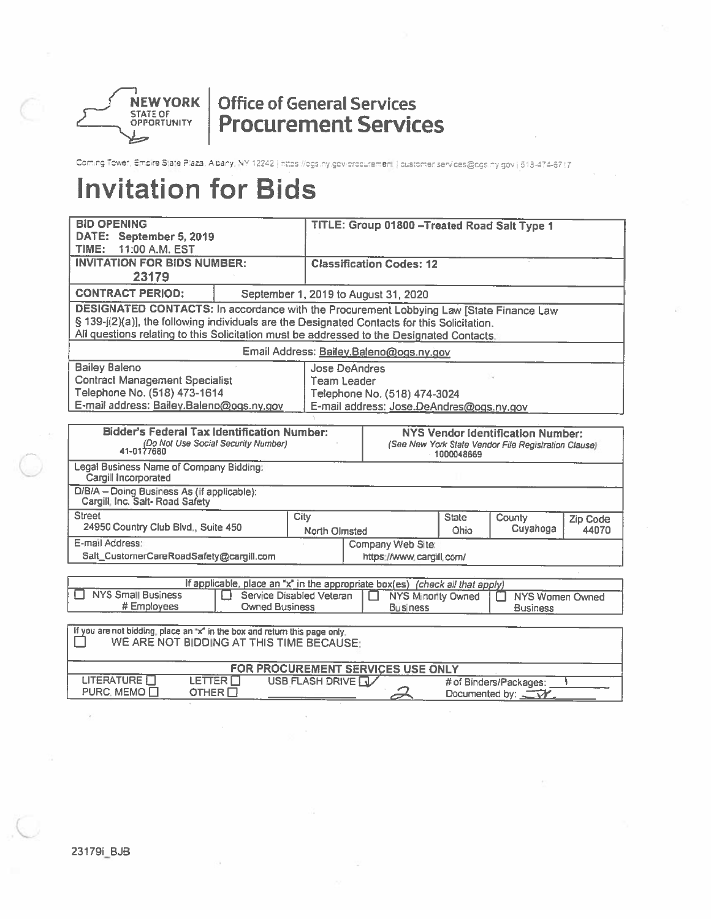NEW YORK STATE OF OPPORTUNITY | Office of General Services **Procurement Services**

Corning Tower, Empire State Plaza, Albany, NY 12242 | https://ogs.ny.gov/procurement | customer.services@ogs.ny.gov | 518-474-6717

# Invitation for Bids

| **BID OPENING**<br>**DATE: September 5, 2019**<br>**TIME: 11:00 A.M. EST** | **TITLE: Group 01800 –Treated Road Salt Type 1** |
|---|---|
| **INVITATION FOR BIDS NUMBER:**<br>**23179** | **Classification Codes: 12** |
| **CONTRACT PERIOD:** | September 1, 2019 to August 31, 2020 |

**DESIGNATED CONTACTS:** In accordance with the Procurement Lobbying Law [State Finance Law § 139-j(2)(a)], the following individuals are the Designated Contacts for this Solicitation. All questions relating to this Solicitation must be addressed to the Designated Contacts.

Email Address: Bailey.Baleno@ogs.ny.gov

| | |
|---|---|
| Bailey Baleno<br>Contract Management Specialist<br>Telephone No. (518) 473-1614<br>E-mail address: Bailey.Baleno@ogs.ny.gov | Jose DeAndres<br>Team Leader<br>Telephone No. (518) 474-3024<br>E-mail address: Jose.DeAndres@ogs.ny.gov |

| **Bidder's Federal Tax Identification Number:**<br>*(Do Not Use Social Security Number)*<br>41-0177680 | | | **NYS Vendor Identification Number:**<br>*(See New York State Vendor File Registration Clause)*<br>1000048669 | |
|---|---|---|---|---|
| Legal Business Name of Company Bidding:<br>Cargill Incorporated | | | | |
| D/B/A – Doing Business As (if applicable):<br>Cargill, Inc. Salt- Road Safety | | | | |
| Street<br>24950 Country Club Blvd., Suite 450 | City<br>North Olmsted | State<br>Ohio | County<br>Cuyahoga | Zip Code<br>44070 |
| E-mail Address:<br>Salt_CustomerCareRoadSafety@cargill.com | Company Web Site:<br>https://www.cargill.com/ | | | |

If applicable, place an "x" in the appropriate box(es) *(check all that apply)*

| ☐ NYS Small Business # Employees | ☐ Service Disabled Veteran Owned Business | ☐ NYS Minority Owned Business | ☐ NYS Women Owned Business |
|---|---|---|---|

If you are not bidding, place an "x" in the box and return this page only.

☐ WE ARE NOT BIDDING AT THIS TIME BECAUSE:

| FOR PROCUREMENT SERVICES USE ONLY | | | |
|---|---|---|---|
| LITERATURE ☐ | LETTER ☐ | USB FLASH DRIVE ☑ | # of Binders/Packages: 1 |
| PURC. MEMO ☐ | OTHER ☐ | 2 | Documented by: JY |

23179i_BJB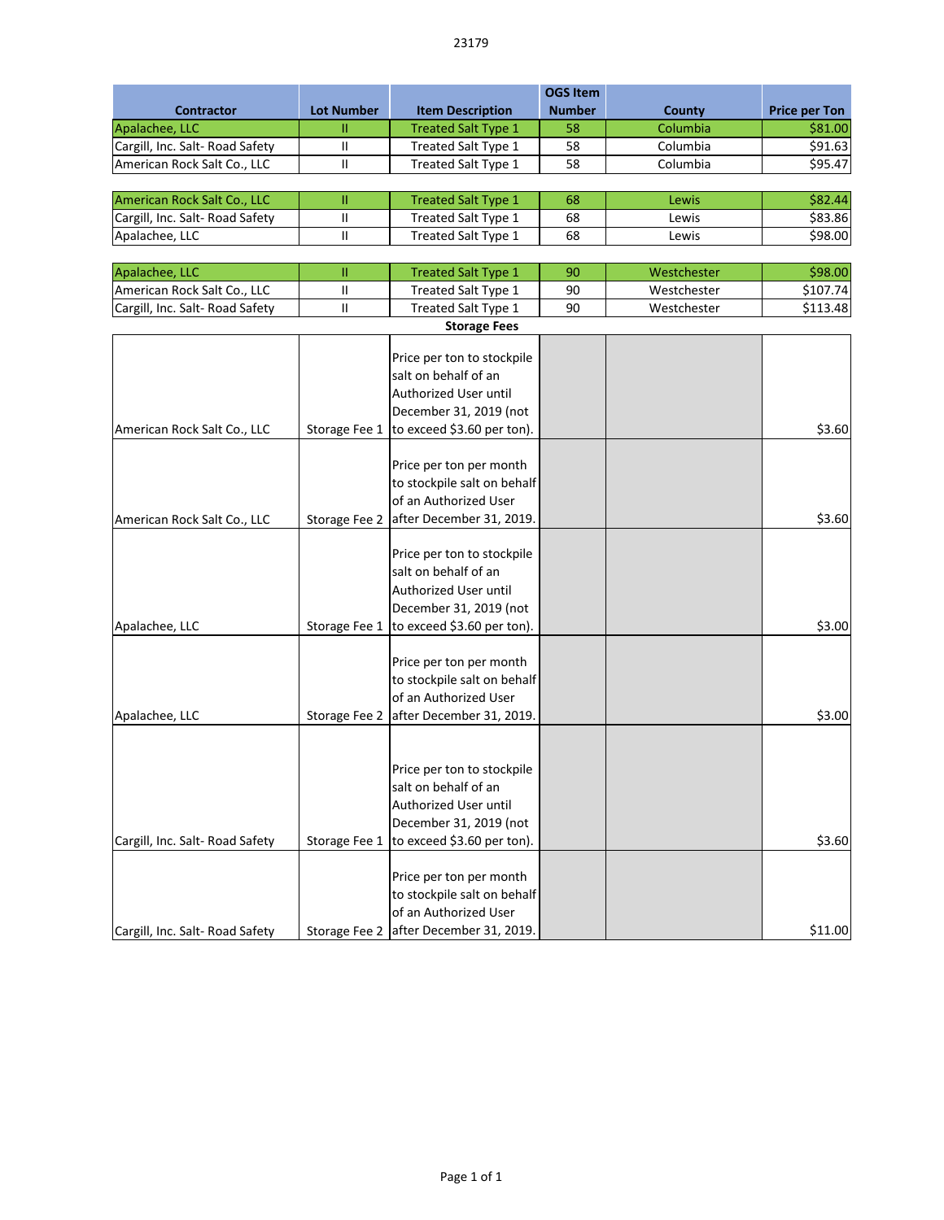23179

| Contractor | Lot Number | Item Description | OGS Item Number | County | Price per Ton |
|---|---|---|---|---|---|
| Apalachee, LLC | II | Treated Salt Type 1 | 58 | Columbia | $81.00 |
| Cargill, Inc. Salt- Road Safety | II | Treated Salt Type 1 | 58 | Columbia | $91.63 |
| American Rock Salt Co., LLC | II | Treated Salt Type 1 | 58 | Columbia | $95.47 |
| | | | | | |
| American Rock Salt Co., LLC | II | Treated Salt Type 1 | 68 | Lewis | $82.44 |
| Cargill, Inc. Salt- Road Safety | II | Treated Salt Type 1 | 68 | Lewis | $83.86 |
| Apalachee, LLC | II | Treated Salt Type 1 | 68 | Lewis | $98.00 |
| | | | | | |
| Apalachee, LLC | II | Treated Salt Type 1 | 90 | Westchester | $98.00 |
| American Rock Salt Co., LLC | II | Treated Salt Type 1 | 90 | Westchester | $107.74 |
| Cargill, Inc. Salt- Road Safety | II | Treated Salt Type 1 | 90 | Westchester | $113.48 |
| | | **Storage Fees** | | | |
| American Rock Salt Co., LLC | Storage Fee 1 | Price per ton to stockpile salt on behalf of an Authorized User until December 31, 2019 (not to exceed $3.60 per ton). | | | $3.60 |
| American Rock Salt Co., LLC | Storage Fee 2 | Price per ton per month to stockpile salt on behalf of an Authorized User after December 31, 2019. | | | $3.60 |
| Apalachee, LLC | Storage Fee 1 | Price per ton to stockpile salt on behalf of an Authorized User until December 31, 2019 (not to exceed $3.60 per ton). | | | $3.00 |
| Apalachee, LLC | Storage Fee 2 | Price per ton per month to stockpile salt on behalf of an Authorized User after December 31, 2019. | | | $3.00 |
| Cargill, Inc. Salt- Road Safety | Storage Fee 1 | Price per ton to stockpile salt on behalf of an Authorized User until December 31, 2019 (not to exceed $3.60 per ton). | | | $3.60 |
| Cargill, Inc. Salt- Road Safety | Storage Fee 2 | Price per ton per month to stockpile salt on behalf of an Authorized User after December 31, 2019. | | | $11.00 |